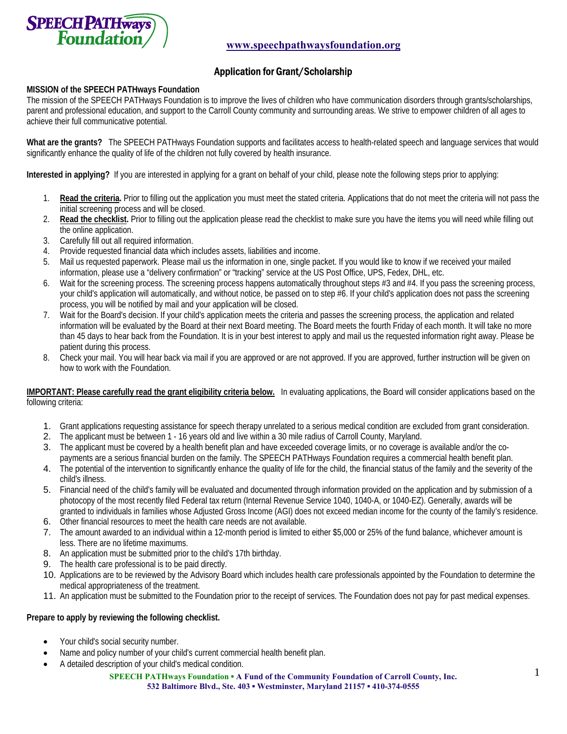**SPEECH PATHways Foundation**

www.speechpathwaysfoundation.org

# Application for Grant/Scholarship

**MISSION of the SPEECH PATHways Foundation**

The mission of the SPEECH PATHways Foundation is to improve the lives of children who have communication disorders through grants/scholarships, parent and professional education, and support to the Carroll County community and surrounding areas. We strive to empower children of all ages to achieve their full communicative potential.

**What are the grants?** The SPEECH PATHways Foundation supports and facilitates access to health-related speech and language services that would significantly enhance the quality of life of the children not fully covered by health insurance.

**Interested in applying?** If you are interested in applying for a grant on behalf of your child, please note the following steps prior to applying:

1. **Read the criteria.** Prior to filling out the application you must meet the stated criteria. Applications that do not meet the criteria will not pass the initial screening process and will be closed.
2. **Read the checklist.** Prior to filling out the application please read the checklist to make sure you have the items you will need while filling out the online application.
3. Carefully fill out all required information.
4. Provide requested financial data which includes assets, liabilities and income.
5. Mail us requested paperwork. Please mail us the information in one, single packet. If you would like to know if we received your mailed information, please use a "delivery confirmation" or "tracking" service at the US Post Office, UPS, Fedex, DHL, etc.
6. Wait for the screening process. The screening process happens automatically throughout steps #3 and #4. If you pass the screening process, your child's application will automatically, and without notice, be passed on to step #6. If your child's application does not pass the screening process, you will be notified by mail and your application will be closed.
7. Wait for the Board's decision. If your child's application meets the criteria and passes the screening process, the application and related information will be evaluated by the Board at their next Board meeting. The Board meets the fourth Friday of each month. It will take no more than 45 days to hear back from the Foundation. It is in your best interest to apply and mail us the requested information right away. Please be patient during this process.
8. Check your mail. You will hear back via mail if you are approved or are not approved. If you are approved, further instruction will be given on how to work with the Foundation.

**IMPORTANT: Please carefully read the grant eligibility criteria below.** In evaluating applications, the Board will consider applications based on the following criteria:

1. Grant applications requesting assistance for speech therapy unrelated to a serious medical condition are excluded from grant consideration.
2. The applicant must be between 1 - 16 years old and live within a 30 mile radius of Carroll County, Maryland.
3. The applicant must be covered by a health benefit plan and have exceeded coverage limits, or no coverage is available and/or the co-payments are a serious financial burden on the family. The SPEECH PATHways Foundation requires a commercial health benefit plan.
4. The potential of the intervention to significantly enhance the quality of life for the child, the financial status of the family and the severity of the child's illness.
5. Financial need of the child's family will be evaluated and documented through information provided on the application and by submission of a photocopy of the most recently filed Federal tax return (Internal Revenue Service 1040, 1040-A, or 1040-EZ). Generally, awards will be granted to individuals in families whose Adjusted Gross Income (AGI) does not exceed median income for the county of the family's residence.
6. Other financial resources to meet the health care needs are not available.
7. The amount awarded to an individual within a 12-month period is limited to either $5,000 or 25% of the fund balance, whichever amount is less. There are no lifetime maximums.
8. An application must be submitted prior to the child's 17th birthday.
9. The health care professional is to be paid directly.
10. Applications are to be reviewed by the Advisory Board which includes health care professionals appointed by the Foundation to determine the medical appropriateness of the treatment.
11. An application must be submitted to the Foundation prior to the receipt of services. The Foundation does not pay for past medical expenses.

**Prepare to apply by reviewing the following checklist.**

- Your child's social security number.
- Name and policy number of your child's current commercial health benefit plan.
- A detailed description of your child's medical condition.

**SPEECH PATHways Foundation ▪ A Fund of the Community Foundation of Carroll County, Inc.**
**532 Baltimore Blvd., Ste. 403 ▪ Westminster, Maryland 21157 ▪ 410-374-0555**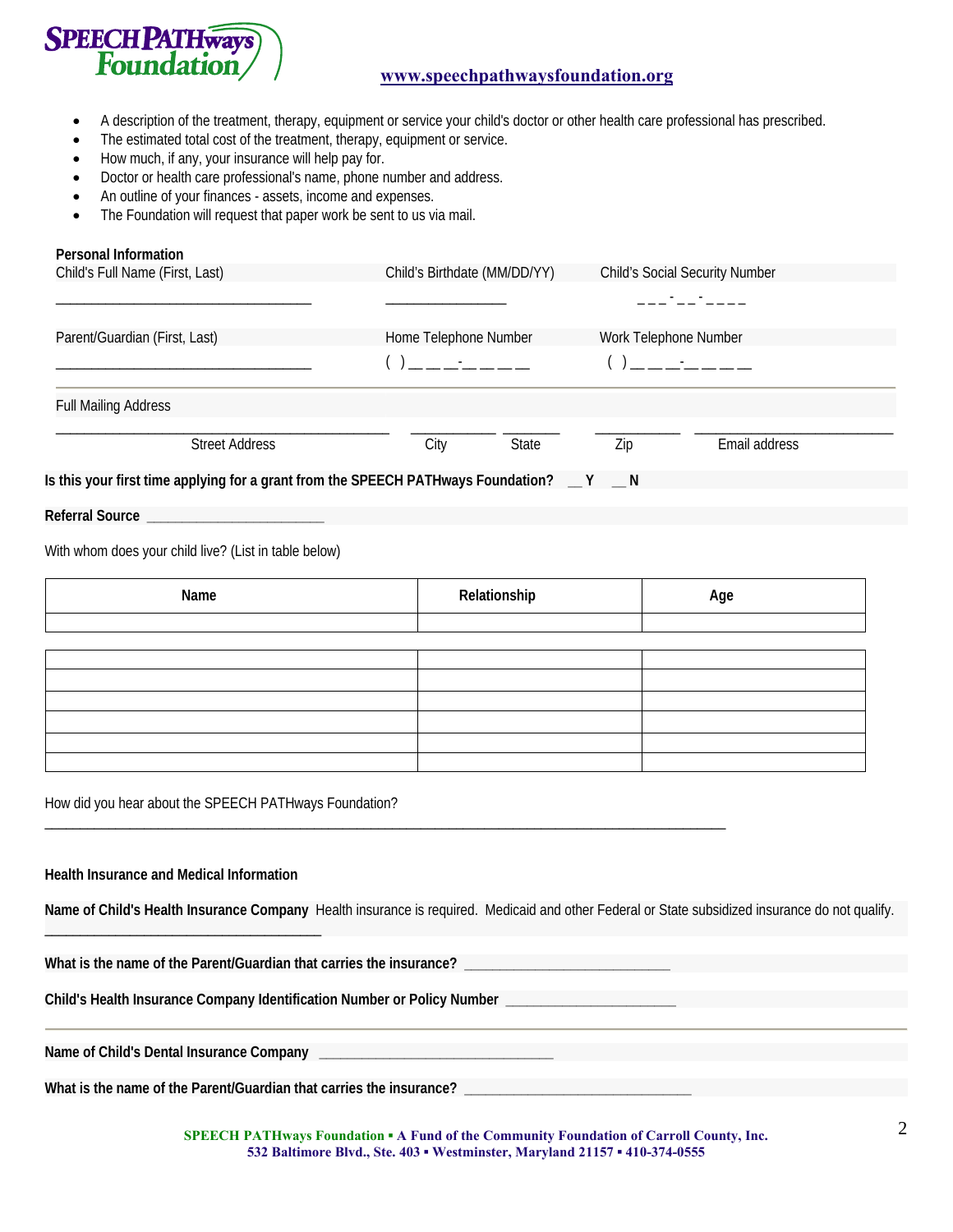- A description of the treatment, therapy, equipment or service your child's doctor or other health care professional has prescribed.
- The estimated total cost of the treatment, therapy, equipment or service.
- How much, if any, your insurance will help pay for.
- Doctor or health care professional's name, phone number and address.
- An outline of your finances - assets, income and expenses.
- The Foundation will request that paper work be sent to us via mail.

**Personal Information**

Child's Full Name (First, Last) ______________________ Child's Birthdate (MM/DD/YY) ____________ Child's Social Security Number ___-__-____

Parent/Guardian (First, Last) ______________________ Home Telephone Number ( ) ___-____ Work Telephone Number ( ) ___-____

Full Mailing Address

______________________ Street Address ________ City ______ State ________ Zip ______________ Email address

**Is this your first time applying for a grant from the SPEECH PATHways Foundation? __ Y __ N**

**Referral Source** ______________________

With whom does your child live? (List in table below)

| Name | Relationship | Age |
|---|---|---|
| | | |
| | | |
| | | |
| | | |
| | | |
| | | |
| | | |

How did you hear about the SPEECH PATHways Foundation?

________________________________________________________________________________

**Health Insurance and Medical Information**

**Name of Child's Health Insurance Company** Health insurance is required. Medicaid and other Federal or State subsidized insurance do not qualify.

______________________________

**What is the name of the Parent/Guardian that carries the insurance?** ______________________

**Child's Health Insurance Company Identification Number or Policy Number** ____________________

**Name of Child's Dental Insurance Company** ______________________

**What is the name of the Parent/Guardian that carries the insurance?** ______________________

SPEECH PATHways Foundation ▪ A Fund of the Community Foundation of Carroll County, Inc.
532 Baltimore Blvd., Ste. 403 ▪ Westminster, Maryland 21157 ▪ 410-374-0555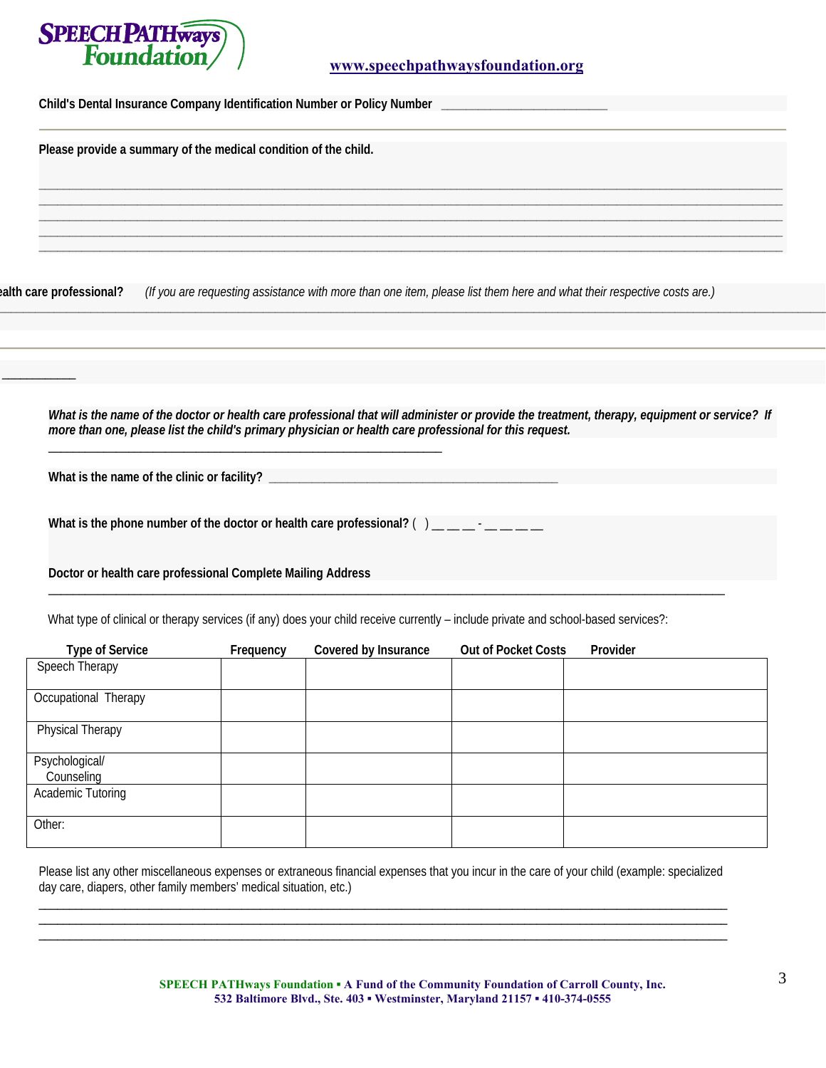**SPEECH PATHways Foundation**

www.speechpathwaysfoundation.org

**Child's Dental Insurance Company Identification Number or Policy Number** ___________________________

**Please provide a summary of the medical condition of the child.**

_______________________________________________________________________________________________
_______________________________________________________________________________________________
_______________________________________________________________________________________________
_______________________________________________________________________________________________
_______________________________________________________________________________________________

**ealth care professional?** *(If you are requesting assistance with more than one item, please list them here and what their respective costs are.)*

_______________________________________________________________________________________________

___________

***What is the name of the doctor or health care professional that will administer or provide the treatment, therapy, equipment or service? If more than one, please list the child's primary physician or health care professional for this request.***

_________________________________________________________________

**What is the name of the clinic or facility?** _______________________________________________

**What is the phone number of the doctor or health care professional?** ( ) __ __ __ - __ __ __ __

**Doctor or health care professional Complete Mailing Address**

_______________________________________________________________________________________________

What type of clinical or therapy services (if any) does your child receive currently – include private and school-based services?:

| Type of Service | Frequency | Covered by Insurance | Out of Pocket Costs | Provider |
|---|---|---|---|---|
| Speech Therapy | | | | |
| Occupational Therapy | | | | |
| Physical Therapy | | | | |
| Psychological/ Counseling | | | | |
| Academic Tutoring | | | | |
| Other: | | | | |

Please list any other miscellaneous expenses or extraneous financial expenses that you incur in the care of your child (example: specialized day care, diapers, other family members' medical situation, etc.)

_______________________________________________________________________________________________
_______________________________________________________________________________________________
_______________________________________________________________________________________________

**SPEECH PATHways Foundation ▪ A Fund of the Community Foundation of Carroll County, Inc.**
**532 Baltimore Blvd., Ste. 403 ▪ Westminster, Maryland 21157 ▪ 410-374-0555**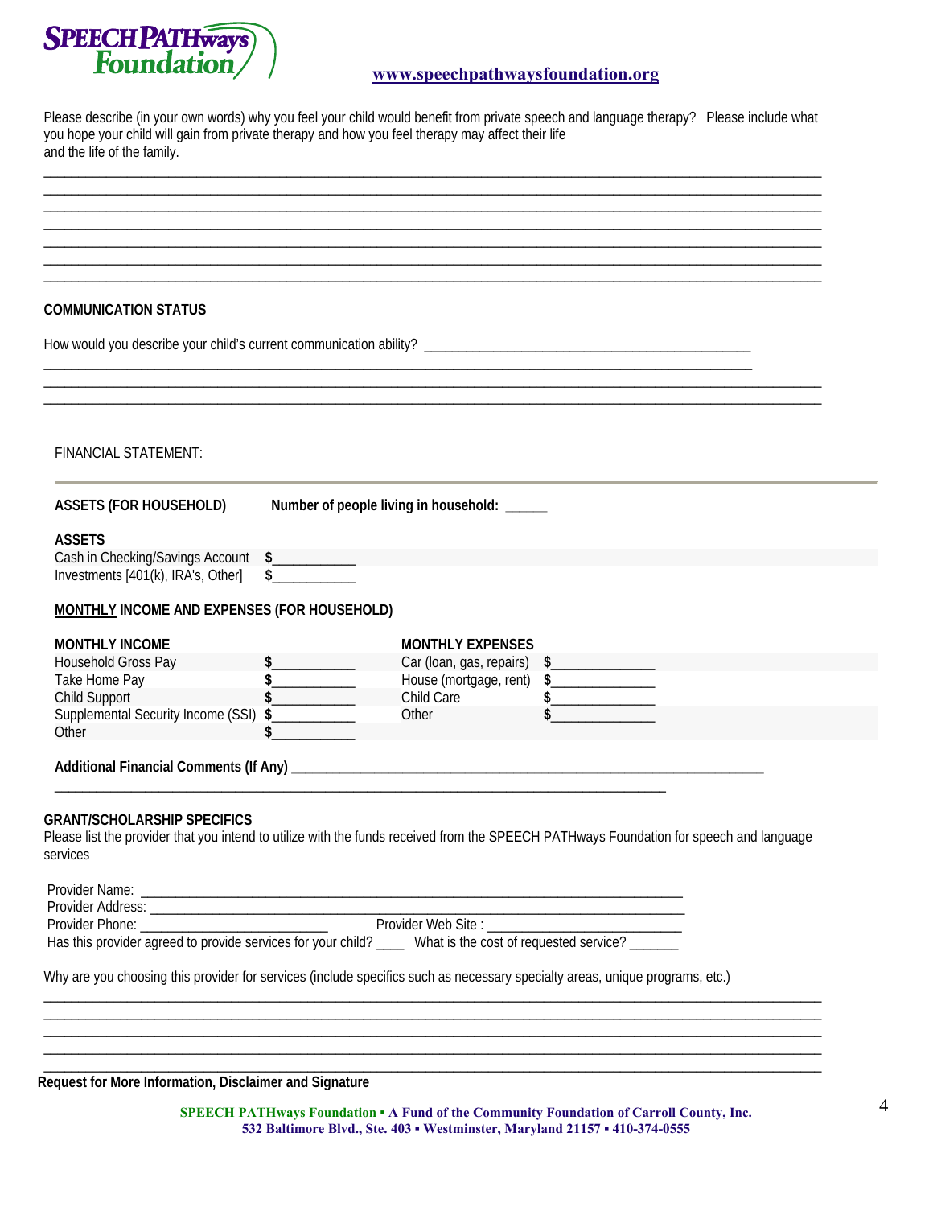**SPEECH PATHways Foundation**

www.speechpathwaysfoundation.org

Please describe (in your own words) why you feel your child would benefit from private speech and language therapy? Please include what you hope your child will gain from private therapy and how you feel therapy may affect their life and the life of the family.

\_\_\_\_\_\_\_\_\_\_\_\_\_\_\_\_\_\_\_\_\_\_\_\_\_\_\_\_\_\_\_\_\_\_\_\_\_\_\_\_\_\_\_\_\_\_\_\_\_\_\_\_\_\_\_\_\_\_\_\_\_\_\_\_\_\_\_\_\_\_\_\_\_\_\_\_\_\_\_\_\_\_\_\_\_\_

\_\_\_\_\_\_\_\_\_\_\_\_\_\_\_\_\_\_\_\_\_\_\_\_\_\_\_\_\_\_\_\_\_\_\_\_\_\_\_\_\_\_\_\_\_\_\_\_\_\_\_\_\_\_\_\_\_\_\_\_\_\_\_\_\_\_\_\_\_\_\_\_\_\_\_\_\_\_\_\_\_\_\_\_\_\_

\_\_\_\_\_\_\_\_\_\_\_\_\_\_\_\_\_\_\_\_\_\_\_\_\_\_\_\_\_\_\_\_\_\_\_\_\_\_\_\_\_\_\_\_\_\_\_\_\_\_\_\_\_\_\_\_\_\_\_\_\_\_\_\_\_\_\_\_\_\_\_\_\_\_\_\_\_\_\_\_\_\_\_\_\_\_

\_\_\_\_\_\_\_\_\_\_\_\_\_\_\_\_\_\_\_\_\_\_\_\_\_\_\_\_\_\_\_\_\_\_\_\_\_\_\_\_\_\_\_\_\_\_\_\_\_\_\_\_\_\_\_\_\_\_\_\_\_\_\_\_\_\_\_\_\_\_\_\_\_\_\_\_\_\_\_\_\_\_\_\_\_\_

\_\_\_\_\_\_\_\_\_\_\_\_\_\_\_\_\_\_\_\_\_\_\_\_\_\_\_\_\_\_\_\_\_\_\_\_\_\_\_\_\_\_\_\_\_\_\_\_\_\_\_\_\_\_\_\_\_\_\_\_\_\_\_\_\_\_\_\_\_\_\_\_\_\_\_\_\_\_\_\_\_\_\_\_\_\_

\_\_\_\_\_\_\_\_\_\_\_\_\_\_\_\_\_\_\_\_\_\_\_\_\_\_\_\_\_\_\_\_\_\_\_\_\_\_\_\_\_\_\_\_\_\_\_\_\_\_\_\_\_\_\_\_\_\_\_\_\_\_\_\_\_\_\_\_\_\_\_\_\_\_\_\_\_\_\_\_\_\_\_\_\_\_

\_\_\_\_\_\_\_\_\_\_\_\_\_\_\_\_\_\_\_\_\_\_\_\_\_\_\_\_\_\_\_\_\_\_\_\_\_\_\_\_\_\_\_\_\_\_\_\_\_\_\_\_\_\_\_\_\_\_\_\_\_\_\_\_\_\_\_\_\_\_\_\_\_\_\_\_\_\_\_\_\_\_\_\_\_\_

## COMMUNICATION STATUS

How would you describe your child's current communication ability? \_\_\_\_\_\_\_\_\_\_\_\_\_\_\_\_\_\_\_\_\_\_\_\_\_\_\_\_\_\_\_\_\_\_\_\_\_\_\_\_\_\_\_

\_\_\_\_\_\_\_\_\_\_\_\_\_\_\_\_\_\_\_\_\_\_\_\_\_\_\_\_\_\_\_\_\_\_\_\_\_\_\_\_\_\_\_\_\_\_\_\_\_\_\_\_\_\_\_\_\_\_\_\_\_\_\_\_\_\_\_\_\_\_\_\_\_\_\_\_\_\_\_\_\_\_\_\_\_\_

\_\_\_\_\_\_\_\_\_\_\_\_\_\_\_\_\_\_\_\_\_\_\_\_\_\_\_\_\_\_\_\_\_\_\_\_\_\_\_\_\_\_\_\_\_\_\_\_\_\_\_\_\_\_\_\_\_\_\_\_\_\_\_\_\_\_\_\_\_\_\_\_\_\_\_\_\_\_\_\_\_\_\_\_\_\_

\_\_\_\_\_\_\_\_\_\_\_\_\_\_\_\_\_\_\_\_\_\_\_\_\_\_\_\_\_\_\_\_\_\_\_\_\_\_\_\_\_\_\_\_\_\_\_\_\_\_\_\_\_\_\_\_\_\_\_\_\_\_\_\_\_\_\_\_\_\_\_\_\_\_\_\_\_\_\_\_\_\_\_\_\_\_

FINANCIAL STATEMENT:

**ASSETS (FOR HOUSEHOLD)** **Number of people living in household: \_\_\_\_\_\_**

**ASSETS**

| | |
|---|---|
| Cash in Checking/Savings Account | **$**\_\_\_\_\_\_\_\_\_\_\_\_ |
| Investments [401(k), IRA's, Other] | **$**\_\_\_\_\_\_\_\_\_\_\_\_ |

**MONTHLY INCOME AND EXPENSES (FOR HOUSEHOLD)**

| MONTHLY INCOME | | MONTHLY EXPENSES | |
|---|---|---|---|
| Household Gross Pay | **$**\_\_\_\_\_\_\_\_\_\_\_\_ | Car (loan, gas, repairs) | **$**\_\_\_\_\_\_\_\_\_\_\_\_\_\_ |
| Take Home Pay | **$**\_\_\_\_\_\_\_\_\_\_\_\_ | House (mortgage, rent) | **$**\_\_\_\_\_\_\_\_\_\_\_\_\_\_ |
| Child Support | **$**\_\_\_\_\_\_\_\_\_\_\_\_ | Child Care | **$**\_\_\_\_\_\_\_\_\_\_\_\_\_\_ |
| Supplemental Security Income (SSI) | **$**\_\_\_\_\_\_\_\_\_\_\_\_ | Other | **$**\_\_\_\_\_\_\_\_\_\_\_\_\_\_ |
| Other | **$**\_\_\_\_\_\_\_\_\_\_\_\_ | | |

**Additional Financial Comments (If Any)** \_\_\_\_\_\_\_\_\_\_\_\_\_\_\_\_\_\_\_\_\_\_\_\_\_\_\_\_\_\_\_\_\_\_\_\_\_\_\_\_\_\_\_\_\_\_\_\_\_\_\_\_\_\_\_\_\_\_

\_\_\_\_\_\_\_\_\_\_\_\_\_\_\_\_\_\_\_\_\_\_\_\_\_\_\_\_\_\_\_\_\_\_\_\_\_\_\_\_\_\_\_\_\_\_\_\_\_\_\_\_\_\_\_\_\_\_\_\_\_\_\_\_\_\_\_\_\_\_\_\_\_\_\_\_\_\_

## GRANT/SCHOLARSHIP SPECIFICS

Please list the provider that you intend to utilize with the funds received from the SPEECH PATHways Foundation for speech and language services

Provider Name: \_\_\_\_\_\_\_\_\_\_\_\_\_\_\_\_\_\_\_\_\_\_\_\_\_\_\_\_\_\_\_\_\_\_\_\_\_\_\_\_\_\_\_\_\_\_\_\_\_\_\_\_\_\_\_\_\_\_\_\_\_\_\_\_\_\_\_\_\_\_\_\_\_

Provider Address: \_\_\_\_\_\_\_\_\_\_\_\_\_\_\_\_\_\_\_\_\_\_\_\_\_\_\_\_\_\_\_\_\_\_\_\_\_\_\_\_\_\_\_\_\_\_\_\_\_\_\_\_\_\_\_\_\_\_\_\_\_\_\_\_\_\_\_\_\_\_\_

Provider Phone: \_\_\_\_\_\_\_\_\_\_\_\_\_\_\_\_\_\_\_\_\_\_\_\_\_\_\_ Provider Web Site : \_\_\_\_\_\_\_\_\_\_\_\_\_\_\_\_\_\_\_\_\_\_\_\_\_\_\_

Has this provider agreed to provide services for your child? \_\_\_\_ What is the cost of requested service? \_\_\_\_\_\_\_

Why are you choosing this provider for services (include specifics such as necessary specialty areas, unique programs, etc.)

\_\_\_\_\_\_\_\_\_\_\_\_\_\_\_\_\_\_\_\_\_\_\_\_\_\_\_\_\_\_\_\_\_\_\_\_\_\_\_\_\_\_\_\_\_\_\_\_\_\_\_\_\_\_\_\_\_\_\_\_\_\_\_\_\_\_\_\_\_\_\_\_\_\_\_\_\_\_\_\_\_\_\_\_\_\_

\_\_\_\_\_\_\_\_\_\_\_\_\_\_\_\_\_\_\_\_\_\_\_\_\_\_\_\_\_\_\_\_\_\_\_\_\_\_\_\_\_\_\_\_\_\_\_\_\_\_\_\_\_\_\_\_\_\_\_\_\_\_\_\_\_\_\_\_\_\_\_\_\_\_\_\_\_\_\_\_\_\_\_\_\_\_

\_\_\_\_\_\_\_\_\_\_\_\_\_\_\_\_\_\_\_\_\_\_\_\_\_\_\_\_\_\_\_\_\_\_\_\_\_\_\_\_\_\_\_\_\_\_\_\_\_\_\_\_\_\_\_\_\_\_\_\_\_\_\_\_\_\_\_\_\_\_\_\_\_\_\_\_\_\_\_\_\_\_\_\_\_\_

\_\_\_\_\_\_\_\_\_\_\_\_\_\_\_\_\_\_\_\_\_\_\_\_\_\_\_\_\_\_\_\_\_\_\_\_\_\_\_\_\_\_\_\_\_\_\_\_\_\_\_\_\_\_\_\_\_\_\_\_\_\_\_\_\_\_\_\_\_\_\_\_\_\_\_\_\_\_\_\_\_\_\_\_\_\_

\_\_\_\_\_\_\_\_\_\_\_\_\_\_\_\_\_\_\_\_\_\_\_\_\_\_\_\_\_\_\_\_\_\_\_\_\_\_\_\_\_\_\_\_\_\_\_\_\_\_\_\_\_\_\_\_\_\_\_\_\_\_\_\_\_\_\_\_\_\_\_\_\_\_\_\_\_\_\_\_\_\_\_\_\_\_

**Request for More Information, Disclaimer and Signature**

**SPEECH PATHways Foundation ▪ A Fund of the Community Foundation of Carroll County, Inc.**
**532 Baltimore Blvd., Ste. 403 ▪ Westminster, Maryland 21157 ▪ 410-374-0555**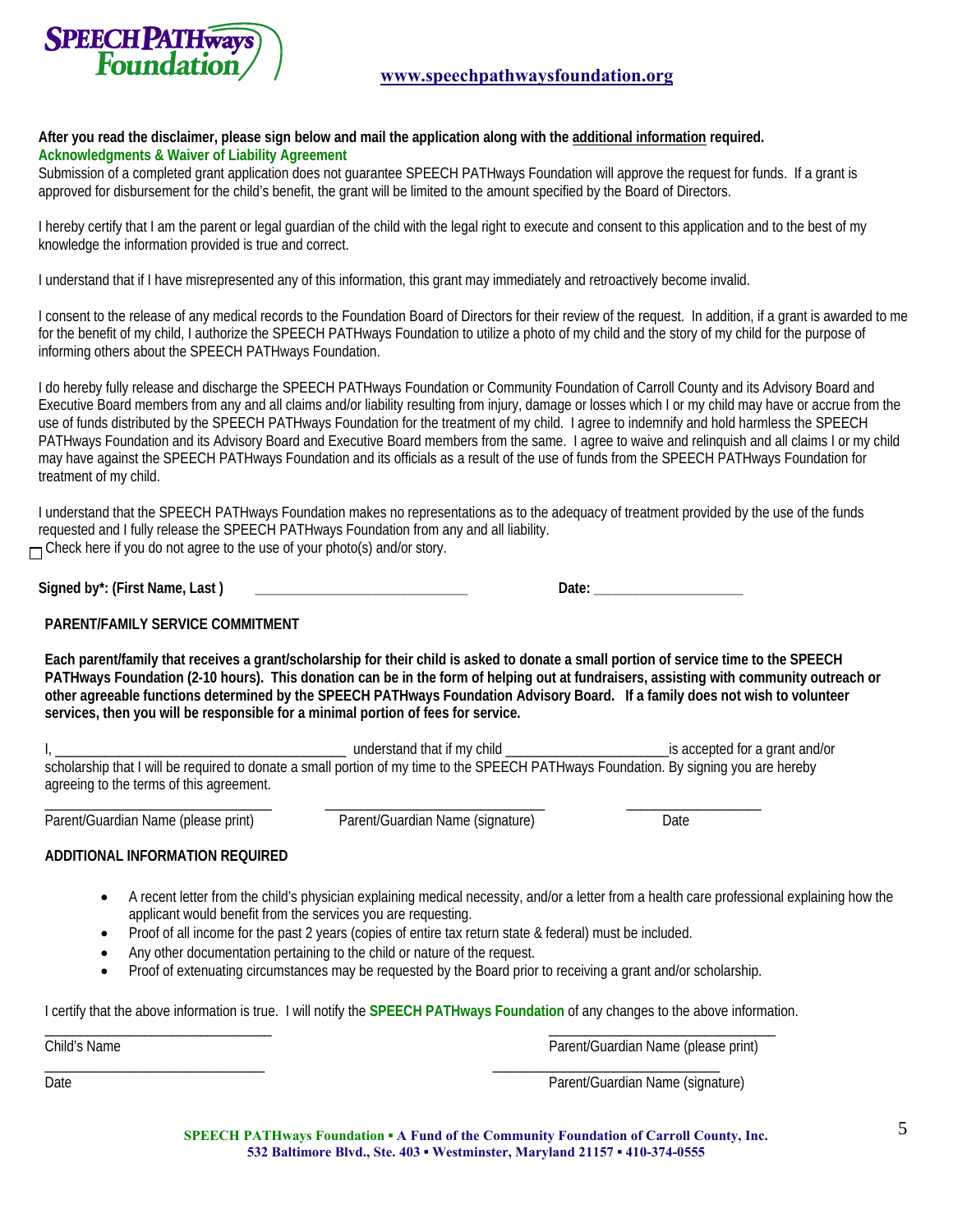**SPEECH PATHways Foundation**

www.speechpathwaysfoundation.org

**After you read the disclaimer, please sign below and mail the application along with the additional information required.**

**Acknowledgments & Waiver of Liability Agreement**

Submission of a completed grant application does not guarantee SPEECH PATHways Foundation will approve the request for funds. If a grant is approved for disbursement for the child's benefit, the grant will be limited to the amount specified by the Board of Directors.

I hereby certify that I am the parent or legal guardian of the child with the legal right to execute and consent to this application and to the best of my knowledge the information provided is true and correct.

I understand that if I have misrepresented any of this information, this grant may immediately and retroactively become invalid.

I consent to the release of any medical records to the Foundation Board of Directors for their review of the request. In addition, if a grant is awarded to me for the benefit of my child, I authorize the SPEECH PATHways Foundation to utilize a photo of my child and the story of my child for the purpose of informing others about the SPEECH PATHways Foundation.

I do hereby fully release and discharge the SPEECH PATHways Foundation or Community Foundation of Carroll County and its Advisory Board and Executive Board members from any and all claims and/or liability resulting from injury, damage or losses which I or my child may have or accrue from the use of funds distributed by the SPEECH PATHways Foundation for the treatment of my child. I agree to indemnify and hold harmless the SPEECH PATHways Foundation and its Advisory Board and Executive Board members from the same. I agree to waive and relinquish and all claims I or my child may have against the SPEECH PATHways Foundation and its officials as a result of the use of funds from the SPEECH PATHways Foundation for treatment of my child.

I understand that the SPEECH PATHways Foundation makes no representations as to the adequacy of treatment provided by the use of the funds requested and I fully release the SPEECH PATHways Foundation from any and all liability.

☐ Check here if you do not agree to the use of your photo(s) and/or story.

**Signed by*: (First Name, Last )** ______________________________ **Date:** ____________________

**PARENT/FAMILY SERVICE COMMITMENT**

**Each parent/family that receives a grant/scholarship for their child is asked to donate a small portion of service time to the SPEECH PATHways Foundation (2-10 hours). This donation can be in the form of helping out at fundraisers, assisting with community outreach or other agreeable functions determined by the SPEECH PATHways Foundation Advisory Board. If a family does not wish to volunteer services, then you will be responsible for a minimal portion of fees for service.**

I, ________________________________________ understand that if my child ______________________is accepted for a grant and/or scholarship that I will be required to donate a small portion of my time to the SPEECH PATHways Foundation. By signing you are hereby agreeing to the terms of this agreement.

________________________________ ________________________________ ____________________

Parent/Guardian Name (please print) Parent/Guardian Name (signature) Date

**ADDITIONAL INFORMATION REQUIRED**

- A recent letter from the child's physician explaining medical necessity, and/or a letter from a health care professional explaining how the applicant would benefit from the services you are requesting.
- Proof of all income for the past 2 years (copies of entire tax return state & federal) must be included.
- Any other documentation pertaining to the child or nature of the request.
- Proof of extenuating circumstances may be requested by the Board prior to receiving a grant and/or scholarship.

I certify that the above information is true. I will notify the **SPEECH PATHways Foundation** of any changes to the above information.

________________________________ ________________________________

Child's Name Parent/Guardian Name (please print)

________________________________ ________________________________

Date Parent/Guardian Name (signature)

**SPEECH PATHways Foundation ▪ A Fund of the Community Foundation of Carroll County, Inc.**
**532 Baltimore Blvd., Ste. 403 ▪ Westminster, Maryland 21157 ▪ 410-374-0555**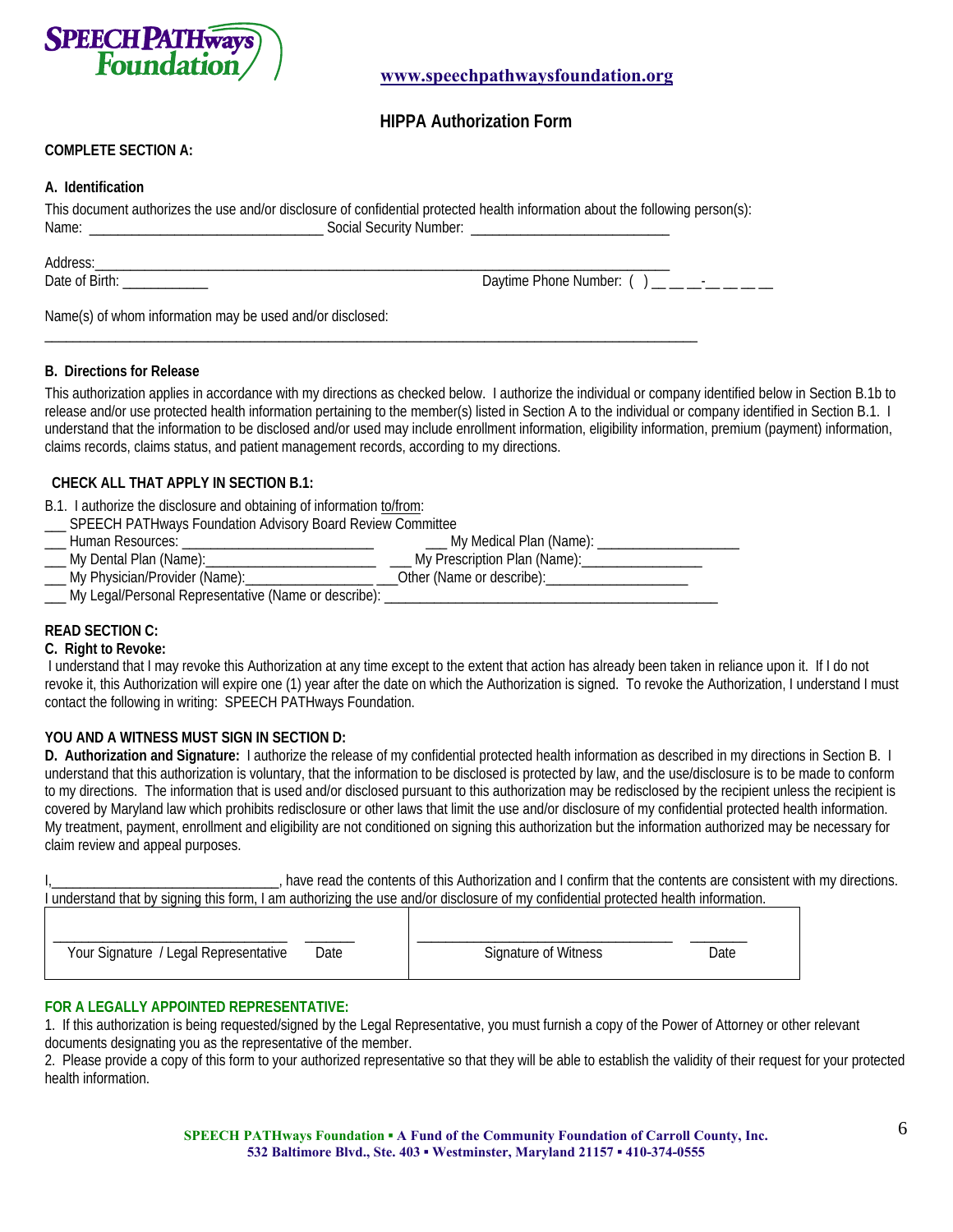SPEECH PATHways Foundation

www.speechpathwaysfoundation.org

## HIPPA Authorization Form

**COMPLETE SECTION A:**

### A. Identification

This document authorizes the use and/or disclosure of confidential protected health information about the following person(s):

Name: ________________________________ Social Security Number: ___________________________

Address:_______________________________________________________________________________

Date of Birth: ____________ Daytime Phone Number: ( ) __ __ __-__ __ __ __

Name(s) of whom information may be used and/or disclosed:

____________________________________________________________________________________________

### B. Directions for Release

This authorization applies in accordance with my directions as checked below. I authorize the individual or company identified below in Section B.1b to release and/or use protected health information pertaining to the member(s) listed in Section A to the individual or company identified in Section B.1. I understand that the information to be disclosed and/or used may include enrollment information, eligibility information, premium (payment) information, claims records, claims status, and patient management records, according to my directions.

**CHECK ALL THAT APPLY IN SECTION B.1:**

B.1. I authorize the disclosure and obtaining of information to/from:

___ SPEECH PATHways Foundation Advisory Board Review Committee

___ Human Resources: __________________________ ___ My Medical Plan (Name): ___________________

___ My Dental Plan (Name):________________________ ___ My Prescription Plan (Name):________________

___ My Physician/Provider (Name):_________________ ___Other (Name or describe):___________________

___ My Legal/Personal Representative (Name or describe): _____________________________________________

**READ SECTION C:**

**C. Right to Revoke:**

I understand that I may revoke this Authorization at any time except to the extent that action has already been taken in reliance upon it. If I do not revoke it, this Authorization will expire one (1) year after the date on which the Authorization is signed. To revoke the Authorization, I understand I must contact the following in writing: SPEECH PATHways Foundation.

**YOU AND A WITNESS MUST SIGN IN SECTION D:**

**D. Authorization and Signature:** I authorize the release of my confidential protected health information as described in my directions in Section B. I understand that this authorization is voluntary, that the information to be disclosed is protected by law, and the use/disclosure is to be made to conform to my directions. The information that is used and/or disclosed pursuant to this authorization may be redisclosed by the recipient unless the recipient is covered by Maryland law which prohibits redisclosure or other laws that limit the use and/or disclosure of my confidential protected health information. My treatment, payment, enrollment and eligibility are not conditioned on signing this authorization but the information authorized may be necessary for claim review and appeal purposes.

I,_______________________________, have read the contents of this Authorization and I confirm that the contents are consistent with my directions. I understand that by signing this form, I am authorizing the use and/or disclosure of my confidential protected health information.

| | | | |
|---|---|---|---|
| _______________________________ | _______ | __________________________________ | ________ |
| Your Signature / Legal Representative | Date | Signature of Witness | Date |

**FOR A LEGALLY APPOINTED REPRESENTATIVE:**

1. If this authorization is being requested/signed by the Legal Representative, you must furnish a copy of the Power of Attorney or other relevant documents designating you as the representative of the member.
2. Please provide a copy of this form to your authorized representative so that they will be able to establish the validity of their request for your protected health information.

**SPEECH PATHways Foundation ▪ A Fund of the Community Foundation of Carroll County, Inc.**
**532 Baltimore Blvd., Ste. 403 ▪ Westminster, Maryland 21157 ▪ 410-374-0555**